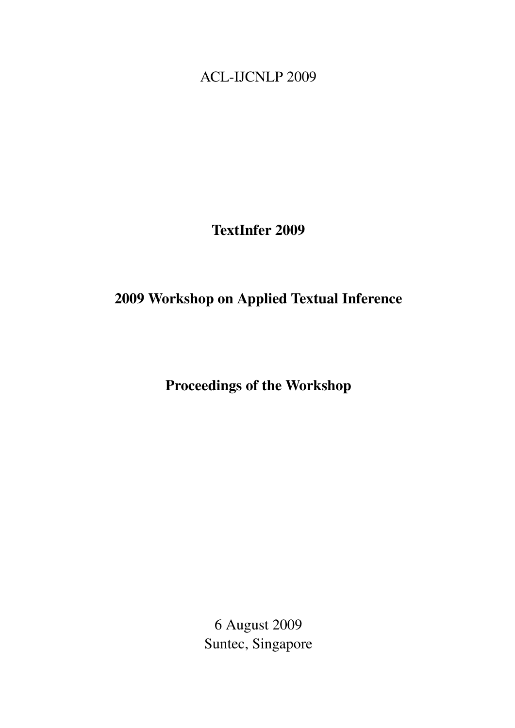ACL-IJCNLP 2009

# TextInfer 2009

# 2009 Workshop on Applied Textual Inference

# Proceedings of the Workshop

6 August 2009
Suntec, Singapore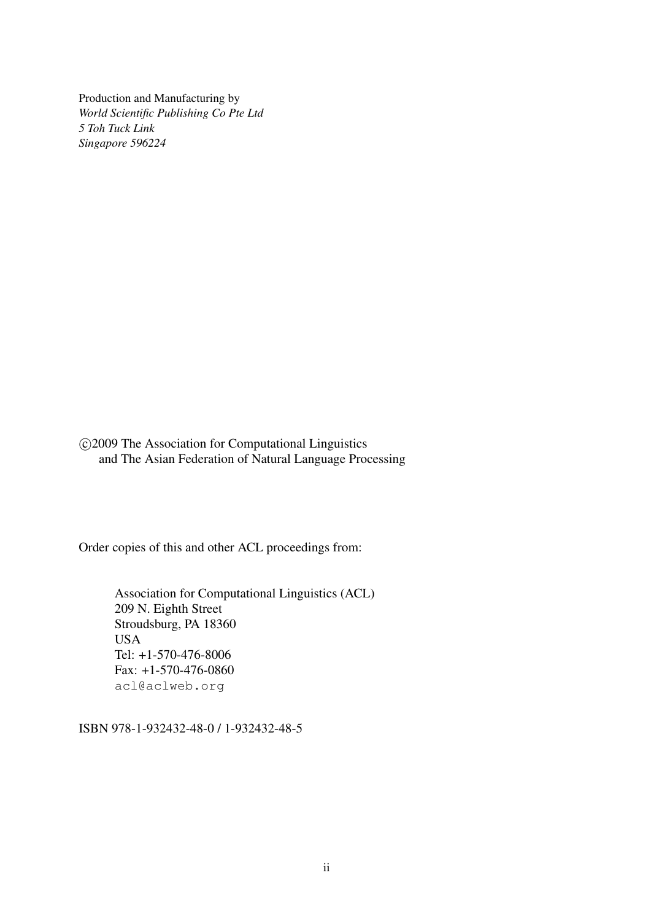Production and Manufacturing by
*World Scientific Publishing Co Pte Ltd*
*5 Toh Tuck Link*
*Singapore 596224*

©2009 The Association for Computational Linguistics
and The Asian Federation of Natural Language Processing

Order copies of this and other ACL proceedings from:

Association for Computational Linguistics (ACL)
209 N. Eighth Street
Stroudsburg, PA 18360
USA
Tel: +1-570-476-8006
Fax: +1-570-476-0860
acl@aclweb.org

ISBN 978-1-932432-48-0 / 1-932432-48-5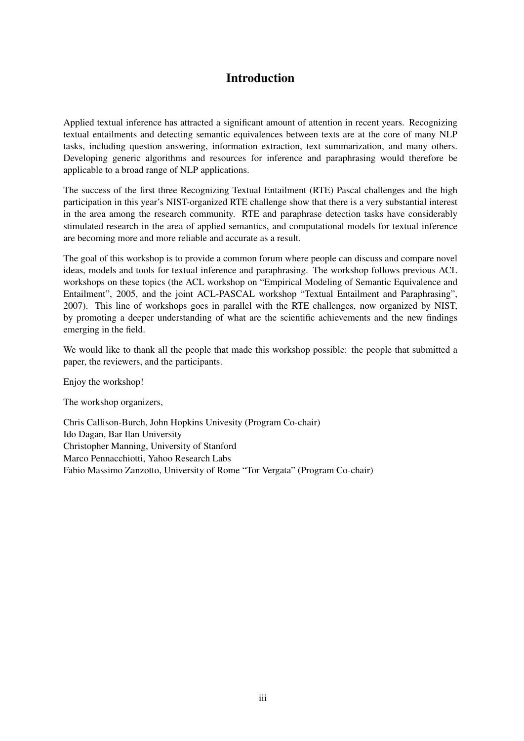# Introduction

Applied textual inference has attracted a significant amount of attention in recent years. Recognizing textual entailments and detecting semantic equivalences between texts are at the core of many NLP tasks, including question answering, information extraction, text summarization, and many others. Developing generic algorithms and resources for inference and paraphrasing would therefore be applicable to a broad range of NLP applications.

The success of the first three Recognizing Textual Entailment (RTE) Pascal challenges and the high participation in this year's NIST-organized RTE challenge show that there is a very substantial interest in the area among the research community. RTE and paraphrase detection tasks have considerably stimulated research in the area of applied semantics, and computational models for textual inference are becoming more and more reliable and accurate as a result.

The goal of this workshop is to provide a common forum where people can discuss and compare novel ideas, models and tools for textual inference and paraphrasing. The workshop follows previous ACL workshops on these topics (the ACL workshop on "Empirical Modeling of Semantic Equivalence and Entailment", 2005, and the joint ACL-PASCAL workshop "Textual Entailment and Paraphrasing", 2007). This line of workshops goes in parallel with the RTE challenges, now organized by NIST, by promoting a deeper understanding of what are the scientific achievements and the new findings emerging in the field.

We would like to thank all the people that made this workshop possible: the people that submitted a paper, the reviewers, and the participants.

Enjoy the workshop!

The workshop organizers,

Chris Callison-Burch, John Hopkins Univesity (Program Co-chair)
Ido Dagan, Bar Ilan University
Christopher Manning, University of Stanford
Marco Pennacchiotti, Yahoo Research Labs
Fabio Massimo Zanzotto, University of Rome "Tor Vergata" (Program Co-chair)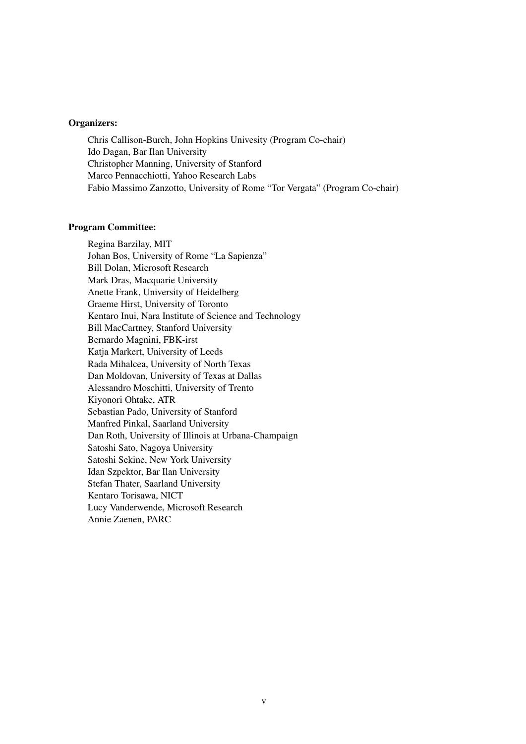**Organizers:**

Chris Callison-Burch, John Hopkins Univesity (Program Co-chair)
Ido Dagan, Bar Ilan University
Christopher Manning, University of Stanford
Marco Pennacchiotti, Yahoo Research Labs
Fabio Massimo Zanzotto, University of Rome "Tor Vergata" (Program Co-chair)

**Program Committee:**

Regina Barzilay, MIT
Johan Bos, University of Rome "La Sapienza"
Bill Dolan, Microsoft Research
Mark Dras, Macquarie University
Anette Frank, University of Heidelberg
Graeme Hirst, University of Toronto
Kentaro Inui, Nara Institute of Science and Technology
Bill MacCartney, Stanford University
Bernardo Magnini, FBK-irst
Katja Markert, University of Leeds
Rada Mihalcea, University of North Texas
Dan Moldovan, University of Texas at Dallas
Alessandro Moschitti, University of Trento
Kiyonori Ohtake, ATR
Sebastian Pado, University of Stanford
Manfred Pinkal, Saarland University
Dan Roth, University of Illinois at Urbana-Champaign
Satoshi Sato, Nagoya University
Satoshi Sekine, New York University
Idan Szpektor, Bar Ilan University
Stefan Thater, Saarland University
Kentaro Torisawa, NICT
Lucy Vanderwende, Microsoft Research
Annie Zaenen, PARC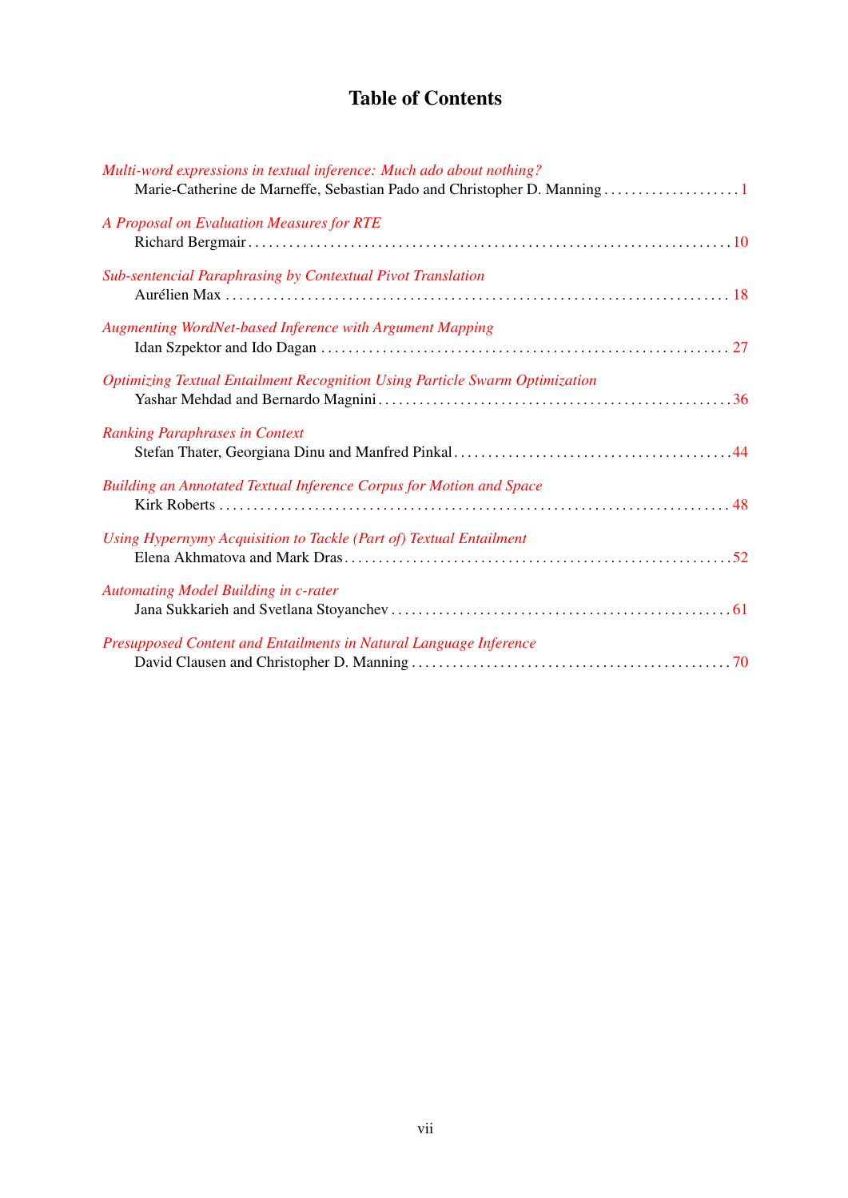# Table of Contents

*Multi-word expressions in textual inference: Much ado about nothing?*
Marie-Catherine de Marneffe, Sebastian Pado and Christopher D. Manning . . . . . . . . . . . . . . . . . . . . 1

*A Proposal on Evaluation Measures for RTE*
Richard Bergmair . . . . . . . . . . . . . . . . . . . . . . . . . . . . . . . . . . . . . . . . . . . . . . . . . . . . . . . . . . . . . . . . . . . 10

*Sub-sentencial Paraphrasing by Contextual Pivot Translation*
Aurélien Max . . . . . . . . . . . . . . . . . . . . . . . . . . . . . . . . . . . . . . . . . . . . . . . . . . . . . . . . . . . . . . . . . . . . 18

*Augmenting WordNet-based Inference with Argument Mapping*
Idan Szpektor and Ido Dagan . . . . . . . . . . . . . . . . . . . . . . . . . . . . . . . . . . . . . . . . . . . . . . . . . . . . . . . . . 27

*Optimizing Textual Entailment Recognition Using Particle Swarm Optimization*
Yashar Mehdad and Bernardo Magnini . . . . . . . . . . . . . . . . . . . . . . . . . . . . . . . . . . . . . . . . . . . . . . . . . . 36

*Ranking Paraphrases in Context*
Stefan Thater, Georgiana Dinu and Manfred Pinkal . . . . . . . . . . . . . . . . . . . . . . . . . . . . . . . . . . . . . . . 44

*Building an Annotated Textual Inference Corpus for Motion and Space*
Kirk Roberts . . . . . . . . . . . . . . . . . . . . . . . . . . . . . . . . . . . . . . . . . . . . . . . . . . . . . . . . . . . . . . . . . . . . . . . 48

*Using Hypernymy Acquisition to Tackle (Part of) Textual Entailment*
Elena Akhmatova and Mark Dras . . . . . . . . . . . . . . . . . . . . . . . . . . . . . . . . . . . . . . . . . . . . . . . . . . . . . . . 52

*Automating Model Building in c-rater*
Jana Sukkarieh and Svetlana Stoyanchev . . . . . . . . . . . . . . . . . . . . . . . . . . . . . . . . . . . . . . . . . . . . . . . . 61

*Presupposed Content and Entailments in Natural Language Inference*
David Clausen and Christopher D. Manning . . . . . . . . . . . . . . . . . . . . . . . . . . . . . . . . . . . . . . . . . . . . . . 70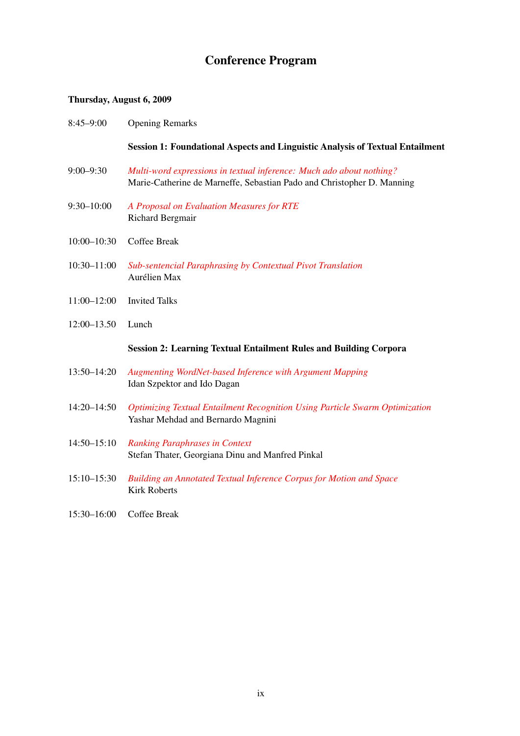# Conference Program

**Thursday, August 6, 2009**

| | |
|---|---|
| 8:45–9:00 | Opening Remarks |
| | **Session 1: Foundational Aspects and Linguistic Analysis of Textual Entailment** |
| 9:00–9:30 | *Multi-word expressions in textual inference: Much ado about nothing?*<br>Marie-Catherine de Marneffe, Sebastian Pado and Christopher D. Manning |
| 9:30–10:00 | *A Proposal on Evaluation Measures for RTE*<br>Richard Bergmair |
| 10:00–10:30 | Coffee Break |
| 10:30–11:00 | *Sub-sentencial Paraphrasing by Contextual Pivot Translation*<br>Aurélien Max |
| 11:00–12:00 | Invited Talks |
| 12:00–13.50 | Lunch |
| | **Session 2: Learning Textual Entailment Rules and Building Corpora** |
| 13:50–14:20 | *Augmenting WordNet-based Inference with Argument Mapping*<br>Idan Szpektor and Ido Dagan |
| 14:20–14:50 | *Optimizing Textual Entailment Recognition Using Particle Swarm Optimization*<br>Yashar Mehdad and Bernardo Magnini |
| 14:50–15:10 | *Ranking Paraphrases in Context*<br>Stefan Thater, Georgiana Dinu and Manfred Pinkal |
| 15:10–15:30 | *Building an Annotated Textual Inference Corpus for Motion and Space*<br>Kirk Roberts |
| 15:30–16:00 | Coffee Break |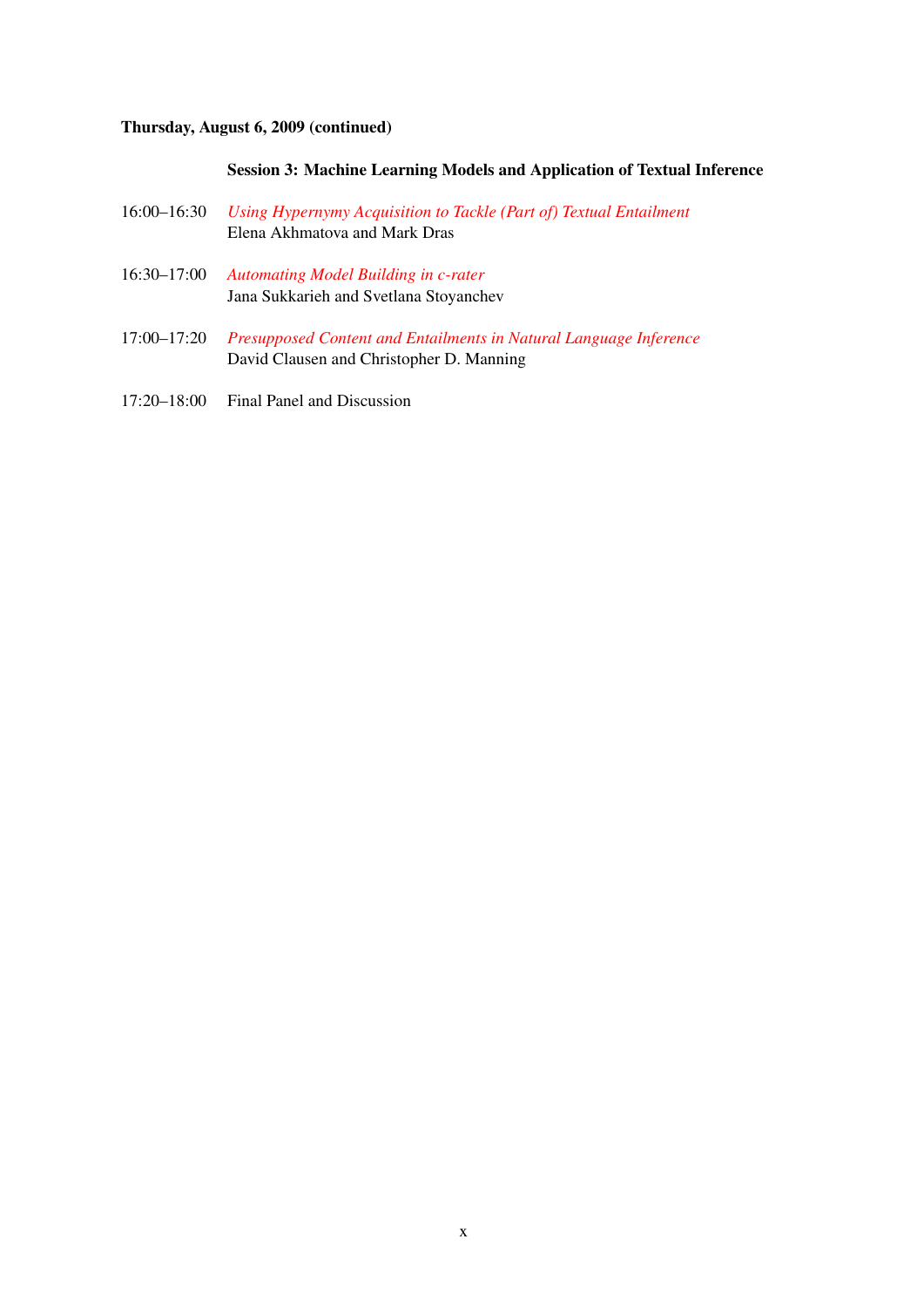**Thursday, August 6, 2009 (continued)**

**Session 3: Machine Learning Models and Application of Textual Inference**

16:00–16:30 *Using Hypernymy Acquisition to Tackle (Part of) Textual Entailment*
Elena Akhmatova and Mark Dras

16:30–17:00 *Automating Model Building in c-rater*
Jana Sukkarieh and Svetlana Stoyanchev

17:00–17:20 *Presupposed Content and Entailments in Natural Language Inference*
David Clausen and Christopher D. Manning

17:20–18:00 Final Panel and Discussion